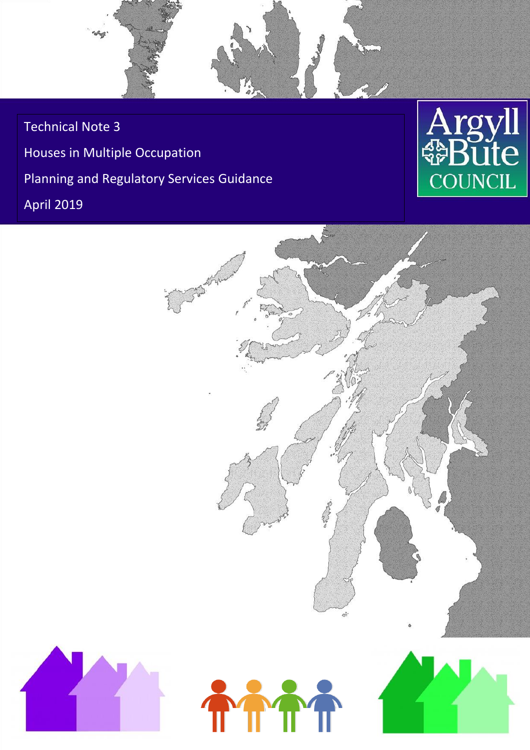# Technical Note 3

## Houses in Multiple Occupation

## Planning and Regulatory Services Guidance

April 2019

Argyll Bute COUNCIL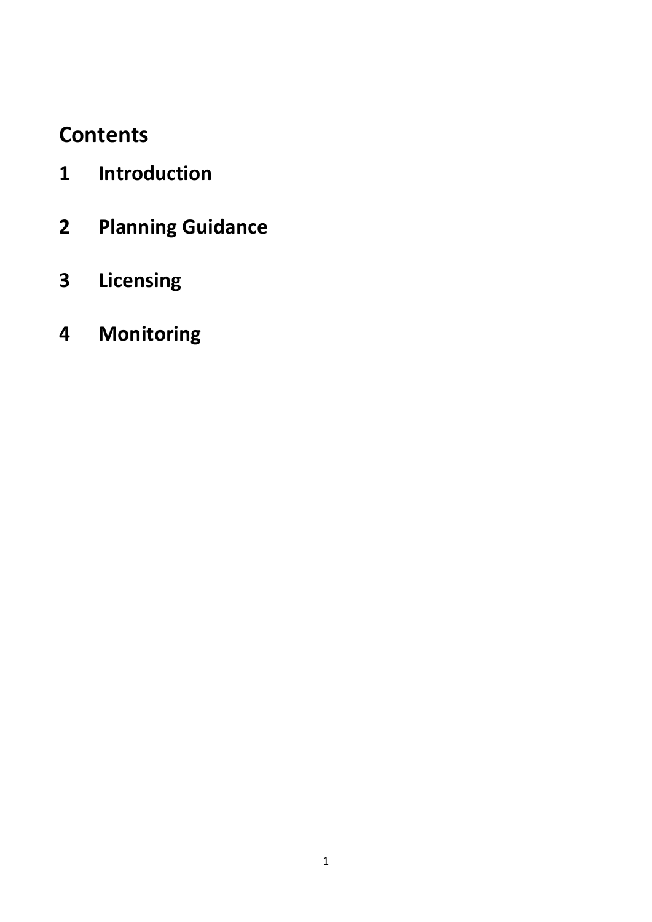# Contents

1 Introduction

2 Planning Guidance

3 Licensing

4 Monitoring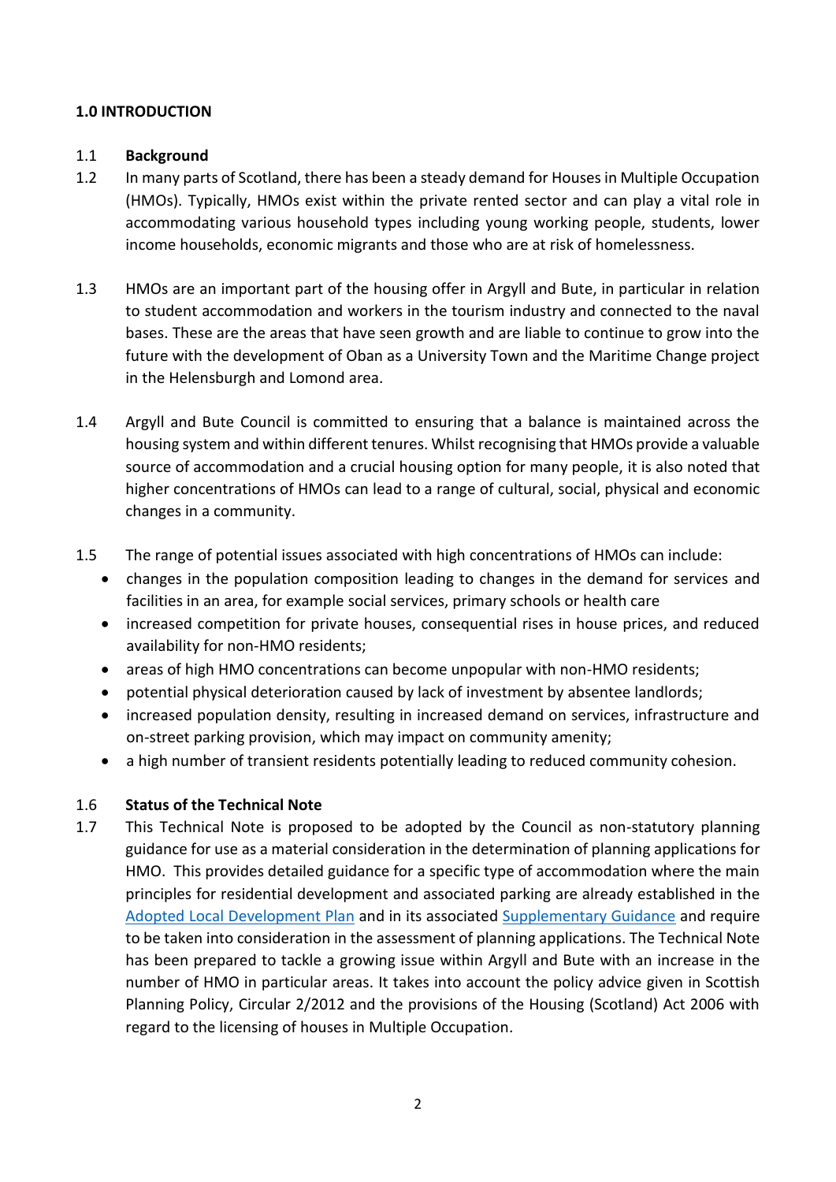# 1.0 INTRODUCTION

1.1 **Background**

1.2 In many parts of Scotland, there has been a steady demand for Houses in Multiple Occupation (HMOs). Typically, HMOs exist within the private rented sector and can play a vital role in accommodating various household types including young working people, students, lower income households, economic migrants and those who are at risk of homelessness.

1.3 HMOs are an important part of the housing offer in Argyll and Bute, in particular in relation to student accommodation and workers in the tourism industry and connected to the naval bases. These are the areas that have seen growth and are liable to continue to grow into the future with the development of Oban as a University Town and the Maritime Change project in the Helensburgh and Lomond area.

1.4 Argyll and Bute Council is committed to ensuring that a balance is maintained across the housing system and within different tenures. Whilst recognising that HMOs provide a valuable source of accommodation and a crucial housing option for many people, it is also noted that higher concentrations of HMOs can lead to a range of cultural, social, physical and economic changes in a community.

1.5 The range of potential issues associated with high concentrations of HMOs can include:

- changes in the population composition leading to changes in the demand for services and facilities in an area, for example social services, primary schools or health care
- increased competition for private houses, consequential rises in house prices, and reduced availability for non-HMO residents;
- areas of high HMO concentrations can become unpopular with non-HMO residents;
- potential physical deterioration caused by lack of investment by absentee landlords;
- increased population density, resulting in increased demand on services, infrastructure and on-street parking provision, which may impact on community amenity;
- a high number of transient residents potentially leading to reduced community cohesion.

1.6 **Status of the Technical Note**

1.7 This Technical Note is proposed to be adopted by the Council as non-statutory planning guidance for use as a material consideration in the determination of planning applications for HMO. This provides detailed guidance for a specific type of accommodation where the main principles for residential development and associated parking are already established in the Adopted Local Development Plan and in its associated Supplementary Guidance and require to be taken into consideration in the assessment of planning applications. The Technical Note has been prepared to tackle a growing issue within Argyll and Bute with an increase in the number of HMO in particular areas. It takes into account the policy advice given in Scottish Planning Policy, Circular 2/2012 and the provisions of the Housing (Scotland) Act 2006 with regard to the licensing of houses in Multiple Occupation.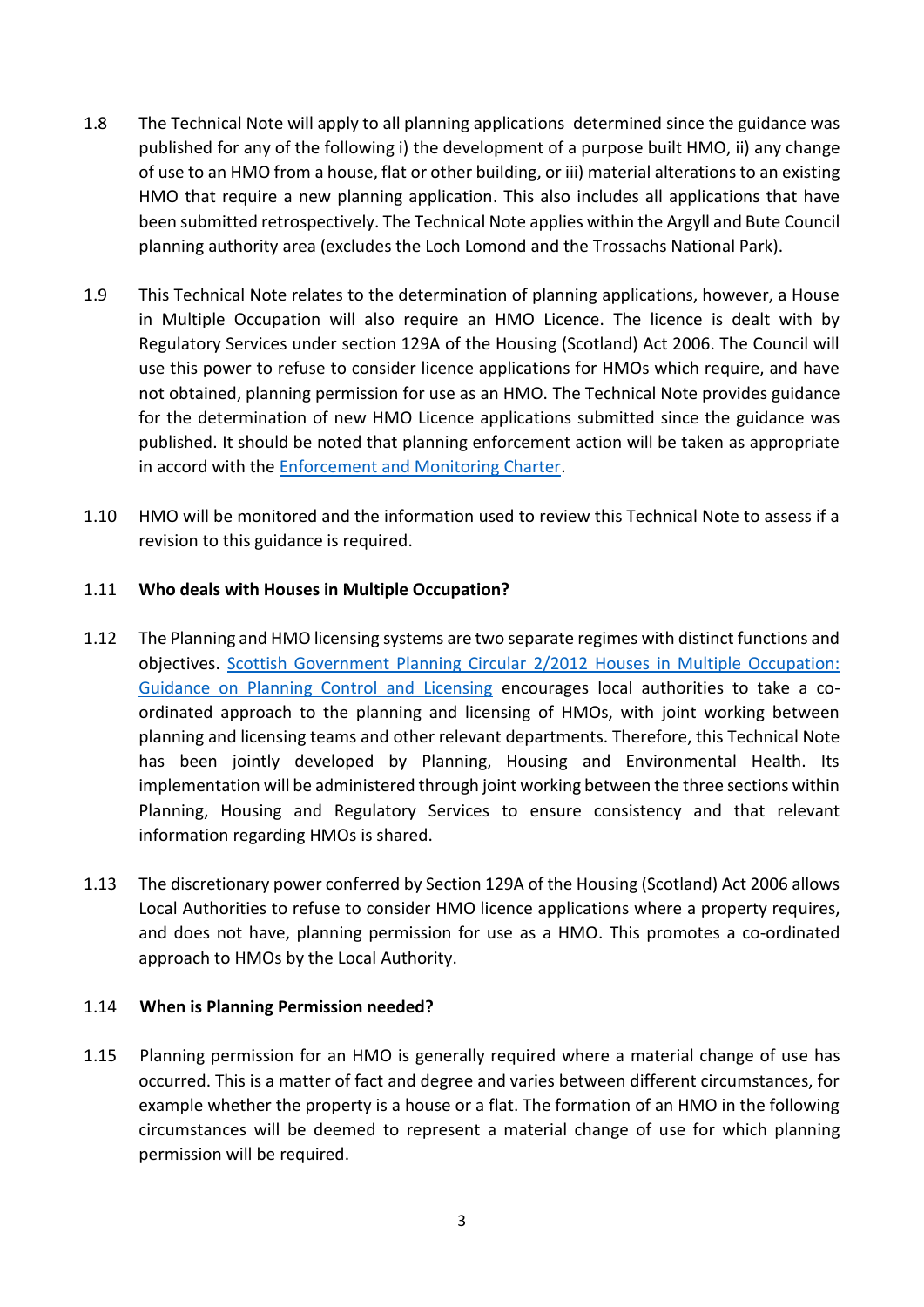1.8 The Technical Note will apply to all planning applications determined since the guidance was published for any of the following i) the development of a purpose built HMO, ii) any change of use to an HMO from a house, flat or other building, or iii) material alterations to an existing HMO that require a new planning application. This also includes all applications that have been submitted retrospectively. The Technical Note applies within the Argyll and Bute Council planning authority area (excludes the Loch Lomond and the Trossachs National Park).

1.9 This Technical Note relates to the determination of planning applications, however, a House in Multiple Occupation will also require an HMO Licence. The licence is dealt with by Regulatory Services under section 129A of the Housing (Scotland) Act 2006. The Council will use this power to refuse to consider licence applications for HMOs which require, and have not obtained, planning permission for use as an HMO. The Technical Note provides guidance for the determination of new HMO Licence applications submitted since the guidance was published. It should be noted that planning enforcement action will be taken as appropriate in accord with the Enforcement and Monitoring Charter.

1.10 HMO will be monitored and the information used to review this Technical Note to assess if a revision to this guidance is required.

1.11 **Who deals with Houses in Multiple Occupation?**

1.12 The Planning and HMO licensing systems are two separate regimes with distinct functions and objectives. Scottish Government Planning Circular 2/2012 Houses in Multiple Occupation: Guidance on Planning Control and Licensing encourages local authorities to take a co-ordinated approach to the planning and licensing of HMOs, with joint working between planning and licensing teams and other relevant departments. Therefore, this Technical Note has been jointly developed by Planning, Housing and Environmental Health. Its implementation will be administered through joint working between the three sections within Planning, Housing and Regulatory Services to ensure consistency and that relevant information regarding HMOs is shared.

1.13 The discretionary power conferred by Section 129A of the Housing (Scotland) Act 2006 allows Local Authorities to refuse to consider HMO licence applications where a property requires, and does not have, planning permission for use as a HMO. This promotes a co-ordinated approach to HMOs by the Local Authority.

1.14 **When is Planning Permission needed?**

1.15 Planning permission for an HMO is generally required where a material change of use has occurred. This is a matter of fact and degree and varies between different circumstances, for example whether the property is a house or a flat. The formation of an HMO in the following circumstances will be deemed to represent a material change of use for which planning permission will be required.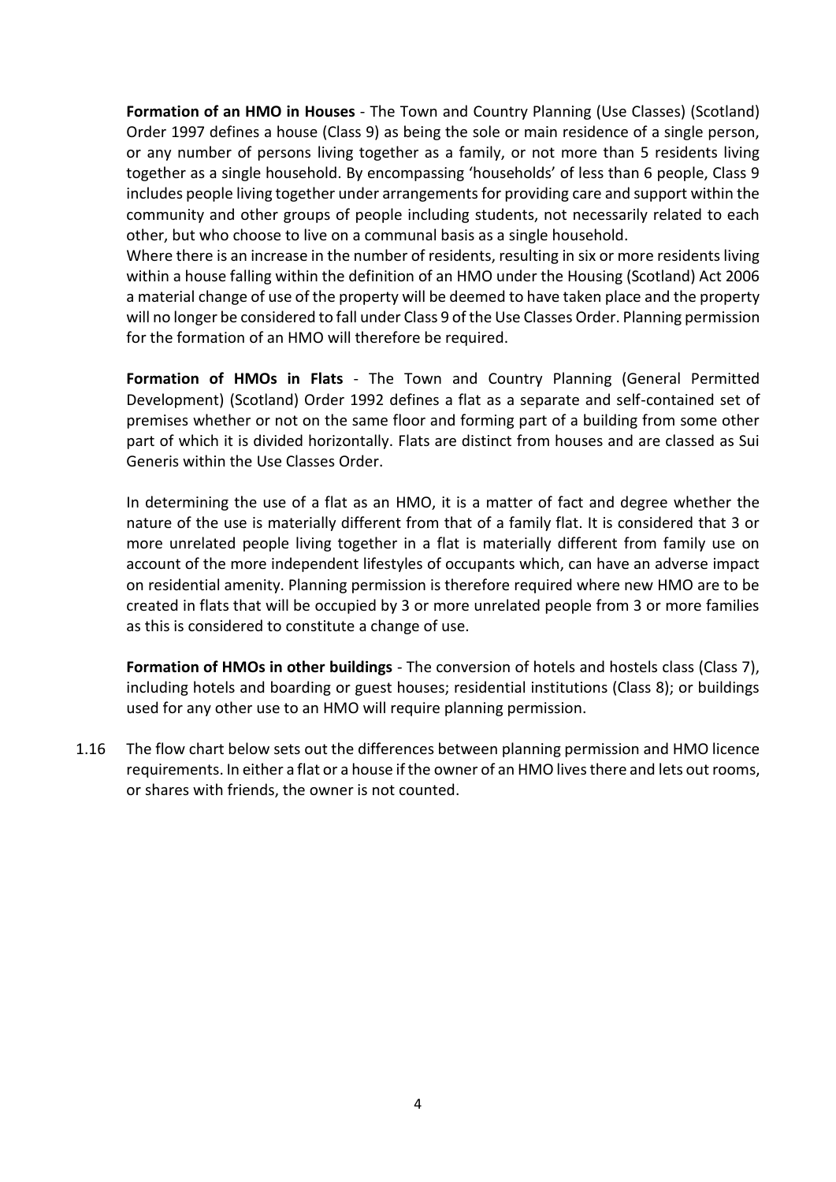**Formation of an HMO in Houses** - The Town and Country Planning (Use Classes) (Scotland) Order 1997 defines a house (Class 9) as being the sole or main residence of a single person, or any number of persons living together as a family, or not more than 5 residents living together as a single household. By encompassing 'households' of less than 6 people, Class 9 includes people living together under arrangements for providing care and support within the community and other groups of people including students, not necessarily related to each other, but who choose to live on a communal basis as a single household.

Where there is an increase in the number of residents, resulting in six or more residents living within a house falling within the definition of an HMO under the Housing (Scotland) Act 2006 a material change of use of the property will be deemed to have taken place and the property will no longer be considered to fall under Class 9 of the Use Classes Order. Planning permission for the formation of an HMO will therefore be required.

**Formation of HMOs in Flats** - The Town and Country Planning (General Permitted Development) (Scotland) Order 1992 defines a flat as a separate and self-contained set of premises whether or not on the same floor and forming part of a building from some other part of which it is divided horizontally. Flats are distinct from houses and are classed as Sui Generis within the Use Classes Order.

In determining the use of a flat as an HMO, it is a matter of fact and degree whether the nature of the use is materially different from that of a family flat. It is considered that 3 or more unrelated people living together in a flat is materially different from family use on account of the more independent lifestyles of occupants which, can have an adverse impact on residential amenity. Planning permission is therefore required where new HMO are to be created in flats that will be occupied by 3 or more unrelated people from 3 or more families as this is considered to constitute a change of use.

**Formation of HMOs in other buildings** - The conversion of hotels and hostels class (Class 7), including hotels and boarding or guest houses; residential institutions (Class 8); or buildings used for any other use to an HMO will require planning permission.

1.16 The flow chart below sets out the differences between planning permission and HMO licence requirements. In either a flat or a house if the owner of an HMO lives there and lets out rooms, or shares with friends, the owner is not counted.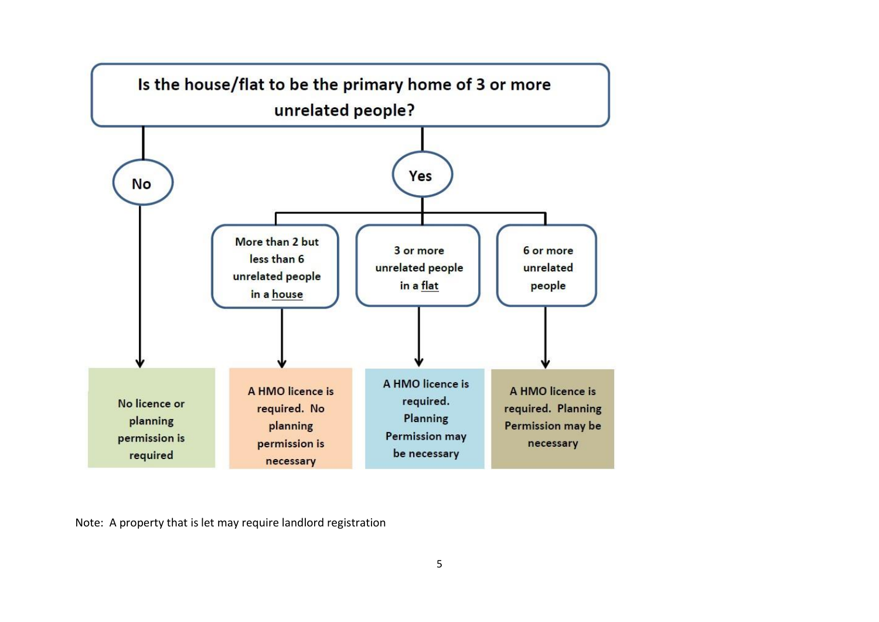**Is the house/flat to be the primary home of 3 or more unrelated people?**

- **No**
  - No licence or planning permission is required
- **Yes**
  - More than 2 but less than 6 unrelated people in a house
    - A HMO licence is required. No planning permission is necessary
  - 3 or more unrelated people in a flat
    - A HMO licence is required. Planning Permission may be necessary
  - 6 or more unrelated people
    - A HMO licence is required. Planning Permission may be necessary

Note: A property that is let may require landlord registration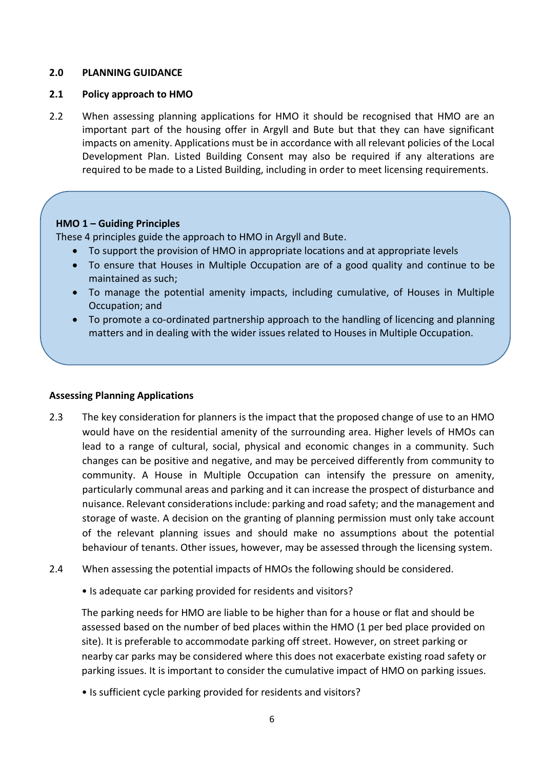## 2.0 PLANNING GUIDANCE

### 2.1 Policy approach to HMO

2.2 When assessing planning applications for HMO it should be recognised that HMO are an important part of the housing offer in Argyll and Bute but that they can have significant impacts on amenity. Applications must be in accordance with all relevant policies of the Local Development Plan. Listed Building Consent may also be required if any alterations are required to be made to a Listed Building, including in order to meet licensing requirements.

**HMO 1 – Guiding Principles**

These 4 principles guide the approach to HMO in Argyll and Bute.

- To support the provision of HMO in appropriate locations and at appropriate levels
- To ensure that Houses in Multiple Occupation are of a good quality and continue to be maintained as such;
- To manage the potential amenity impacts, including cumulative, of Houses in Multiple Occupation; and
- To promote a co-ordinated partnership approach to the handling of licencing and planning matters and in dealing with the wider issues related to Houses in Multiple Occupation.

**Assessing Planning Applications**

2.3 The key consideration for planners is the impact that the proposed change of use to an HMO would have on the residential amenity of the surrounding area. Higher levels of HMOs can lead to a range of cultural, social, physical and economic changes in a community. Such changes can be positive and negative, and may be perceived differently from community to community. A House in Multiple Occupation can intensify the pressure on amenity, particularly communal areas and parking and it can increase the prospect of disturbance and nuisance. Relevant considerations include: parking and road safety; and the management and storage of waste. A decision on the granting of planning permission must only take account of the relevant planning issues and should make no assumptions about the potential behaviour of tenants. Other issues, however, may be assessed through the licensing system.

2.4 When assessing the potential impacts of HMOs the following should be considered.

- Is adequate car parking provided for residents and visitors?

The parking needs for HMO are liable to be higher than for a house or flat and should be assessed based on the number of bed places within the HMO (1 per bed place provided on site). It is preferable to accommodate parking off street. However, on street parking or nearby car parks may be considered where this does not exacerbate existing road safety or parking issues. It is important to consider the cumulative impact of HMO on parking issues.

- Is sufficient cycle parking provided for residents and visitors?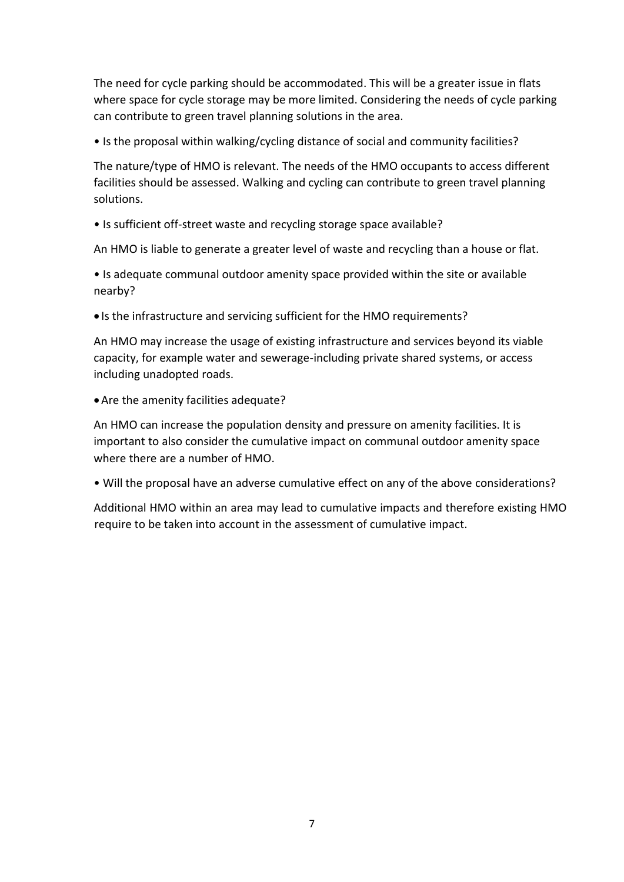The need for cycle parking should be accommodated. This will be a greater issue in flats where space for cycle storage may be more limited. Considering the needs of cycle parking can contribute to green travel planning solutions in the area.

- Is the proposal within walking/cycling distance of social and community facilities?

The nature/type of HMO is relevant. The needs of the HMO occupants to access different facilities should be assessed. Walking and cycling can contribute to green travel planning solutions.

- Is sufficient off-street waste and recycling storage space available?

An HMO is liable to generate a greater level of waste and recycling than a house or flat.

- Is adequate communal outdoor amenity space provided within the site or available nearby?

- Is the infrastructure and servicing sufficient for the HMO requirements?

An HMO may increase the usage of existing infrastructure and services beyond its viable capacity, for example water and sewerage-including private shared systems, or access including unadopted roads.

- Are the amenity facilities adequate?

An HMO can increase the population density and pressure on amenity facilities. It is important to also consider the cumulative impact on communal outdoor amenity space where there are a number of HMO.

- Will the proposal have an adverse cumulative effect on any of the above considerations?

Additional HMO within an area may lead to cumulative impacts and therefore existing HMO require to be taken into account in the assessment of cumulative impact.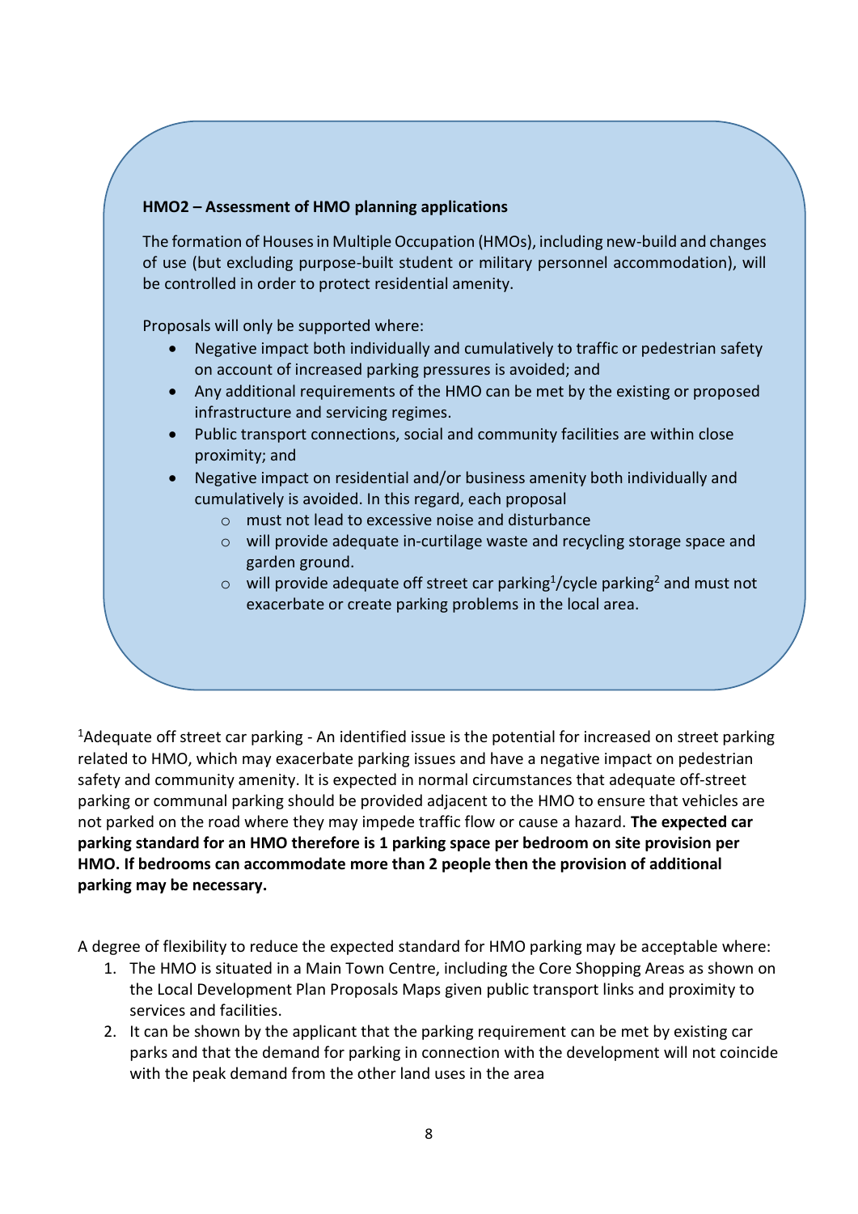**HMO2 – Assessment of HMO planning applications**

The formation of Houses in Multiple Occupation (HMOs), including new-build and changes of use (but excluding purpose-built student or military personnel accommodation), will be controlled in order to protect residential amenity.

Proposals will only be supported where:

- Negative impact both individually and cumulatively to traffic or pedestrian safety on account of increased parking pressures is avoided; and
- Any additional requirements of the HMO can be met by the existing or proposed infrastructure and servicing regimes.
- Public transport connections, social and community facilities are within close proximity; and
- Negative impact on residential and/or business amenity both individually and cumulatively is avoided. In this regard, each proposal
    - must not lead to excessive noise and disturbance
    - will provide adequate in-curtilage waste and recycling storage space and garden ground.
    - will provide adequate off street car parking[1]/cycle parking[2] and must not exacerbate or create parking problems in the local area.

[1]Adequate off street car parking - An identified issue is the potential for increased on street parking related to HMO, which may exacerbate parking issues and have a negative impact on pedestrian safety and community amenity. It is expected in normal circumstances that adequate off-street parking or communal parking should be provided adjacent to the HMO to ensure that vehicles are not parked on the road where they may impede traffic flow or cause a hazard. **The expected car parking standard for an HMO therefore is 1 parking space per bedroom on site provision per HMO. If bedrooms can accommodate more than 2 people then the provision of additional parking may be necessary.**

A degree of flexibility to reduce the expected standard for HMO parking may be acceptable where:

1. The HMO is situated in a Main Town Centre, including the Core Shopping Areas as shown on the Local Development Plan Proposals Maps given public transport links and proximity to services and facilities.
2. It can be shown by the applicant that the parking requirement can be met by existing car parks and that the demand for parking in connection with the development will not coincide with the peak demand from the other land uses in the area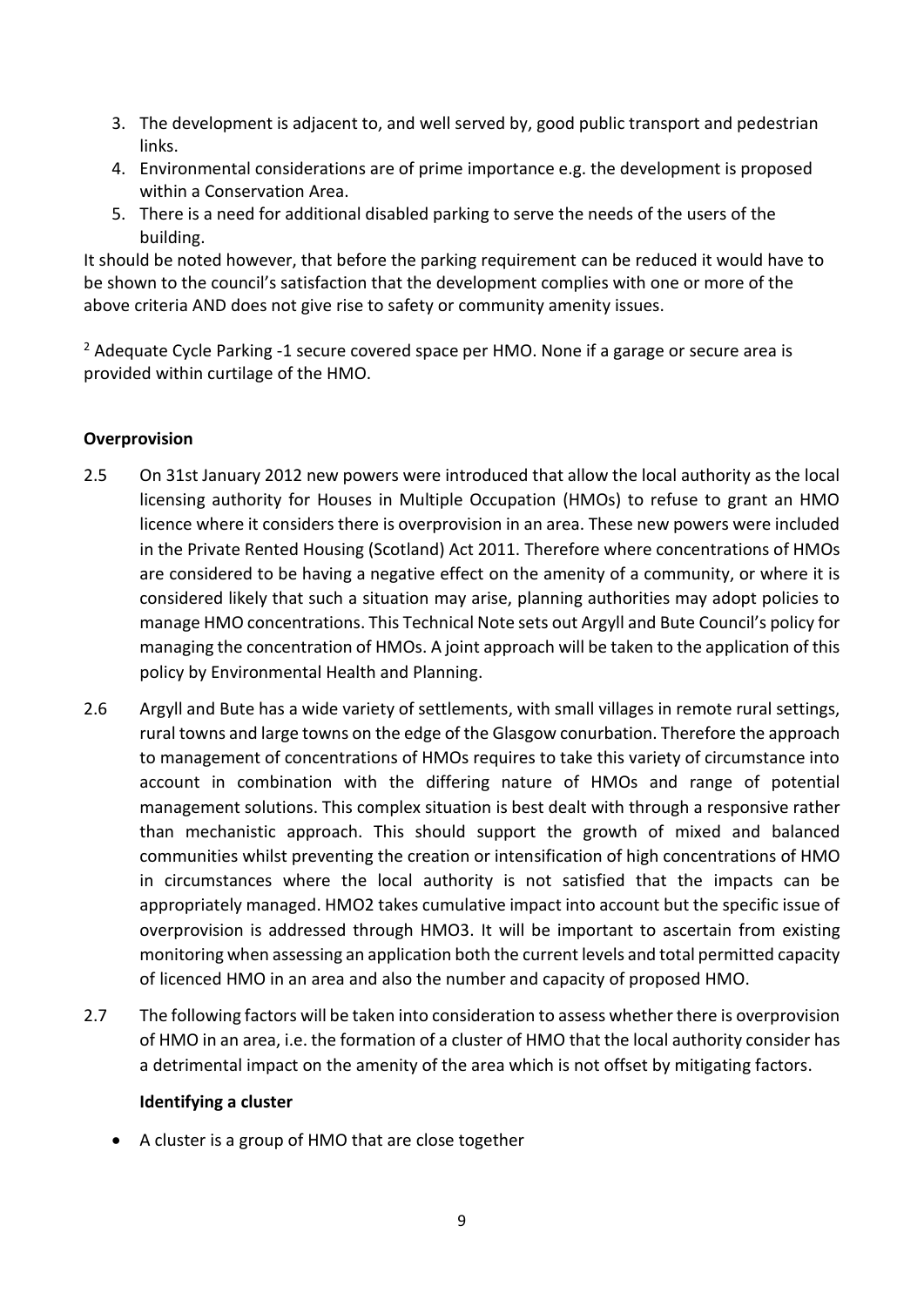3. The development is adjacent to, and well served by, good public transport and pedestrian links.
4. Environmental considerations are of prime importance e.g. the development is proposed within a Conservation Area.
5. There is a need for additional disabled parking to serve the needs of the users of the building.

It should be noted however, that before the parking requirement can be reduced it would have to be shown to the council's satisfaction that the development complies with one or more of the above criteria AND does not give rise to safety or community amenity issues.

[2] Adequate Cycle Parking -1 secure covered space per HMO. None if a garage or secure area is provided within curtilage of the HMO.

**Overprovision**

2.5 On 31st January 2012 new powers were introduced that allow the local authority as the local licensing authority for Houses in Multiple Occupation (HMOs) to refuse to grant an HMO licence where it considers there is overprovision in an area. These new powers were included in the Private Rented Housing (Scotland) Act 2011. Therefore where concentrations of HMOs are considered to be having a negative effect on the amenity of a community, or where it is considered likely that such a situation may arise, planning authorities may adopt policies to manage HMO concentrations. This Technical Note sets out Argyll and Bute Council's policy for managing the concentration of HMOs. A joint approach will be taken to the application of this policy by Environmental Health and Planning.

2.6 Argyll and Bute has a wide variety of settlements, with small villages in remote rural settings, rural towns and large towns on the edge of the Glasgow conurbation. Therefore the approach to management of concentrations of HMOs requires to take this variety of circumstance into account in combination with the differing nature of HMOs and range of potential management solutions. This complex situation is best dealt with through a responsive rather than mechanistic approach. This should support the growth of mixed and balanced communities whilst preventing the creation or intensification of high concentrations of HMO in circumstances where the local authority is not satisfied that the impacts can be appropriately managed. HMO2 takes cumulative impact into account but the specific issue of overprovision is addressed through HMO3. It will be important to ascertain from existing monitoring when assessing an application both the current levels and total permitted capacity of licenced HMO in an area and also the number and capacity of proposed HMO.

2.7 The following factors will be taken into consideration to assess whether there is overprovision of HMO in an area, i.e. the formation of a cluster of HMO that the local authority consider has a detrimental impact on the amenity of the area which is not offset by mitigating factors.

**Identifying a cluster**

- A cluster is a group of HMO that are close together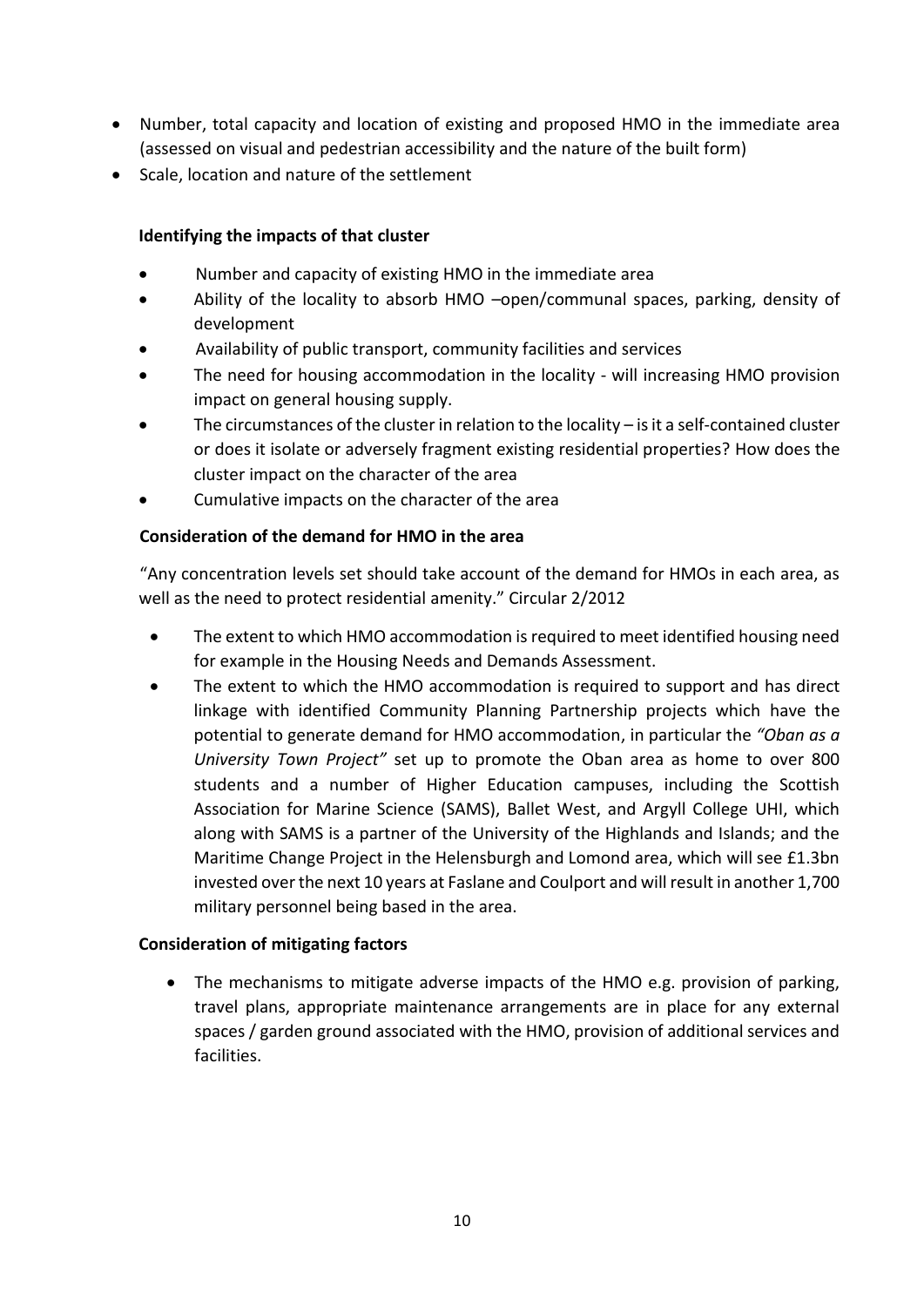- Number, total capacity and location of existing and proposed HMO in the immediate area (assessed on visual and pedestrian accessibility and the nature of the built form)
- Scale, location and nature of the settlement

**Identifying the impacts of that cluster**

- Number and capacity of existing HMO in the immediate area
- Ability of the locality to absorb HMO –open/communal spaces, parking, density of development
- Availability of public transport, community facilities and services
- The need for housing accommodation in the locality - will increasing HMO provision impact on general housing supply.
- The circumstances of the cluster in relation to the locality – is it a self-contained cluster or does it isolate or adversely fragment existing residential properties? How does the cluster impact on the character of the area
- Cumulative impacts on the character of the area

**Consideration of the demand for HMO in the area**

"Any concentration levels set should take account of the demand for HMOs in each area, as well as the need to protect residential amenity." Circular 2/2012

- The extent to which HMO accommodation is required to meet identified housing need for example in the Housing Needs and Demands Assessment.
- The extent to which the HMO accommodation is required to support and has direct linkage with identified Community Planning Partnership projects which have the potential to generate demand for HMO accommodation, in particular the *"Oban as a University Town Project"* set up to promote the Oban area as home to over 800 students and a number of Higher Education campuses, including the Scottish Association for Marine Science (SAMS), Ballet West, and Argyll College UHI, which along with SAMS is a partner of the University of the Highlands and Islands; and the Maritime Change Project in the Helensburgh and Lomond area, which will see £1.3bn invested over the next 10 years at Faslane and Coulport and will result in another 1,700 military personnel being based in the area.

**Consideration of mitigating factors**

- The mechanisms to mitigate adverse impacts of the HMO e.g. provision of parking, travel plans, appropriate maintenance arrangements are in place for any external spaces / garden ground associated with the HMO, provision of additional services and facilities.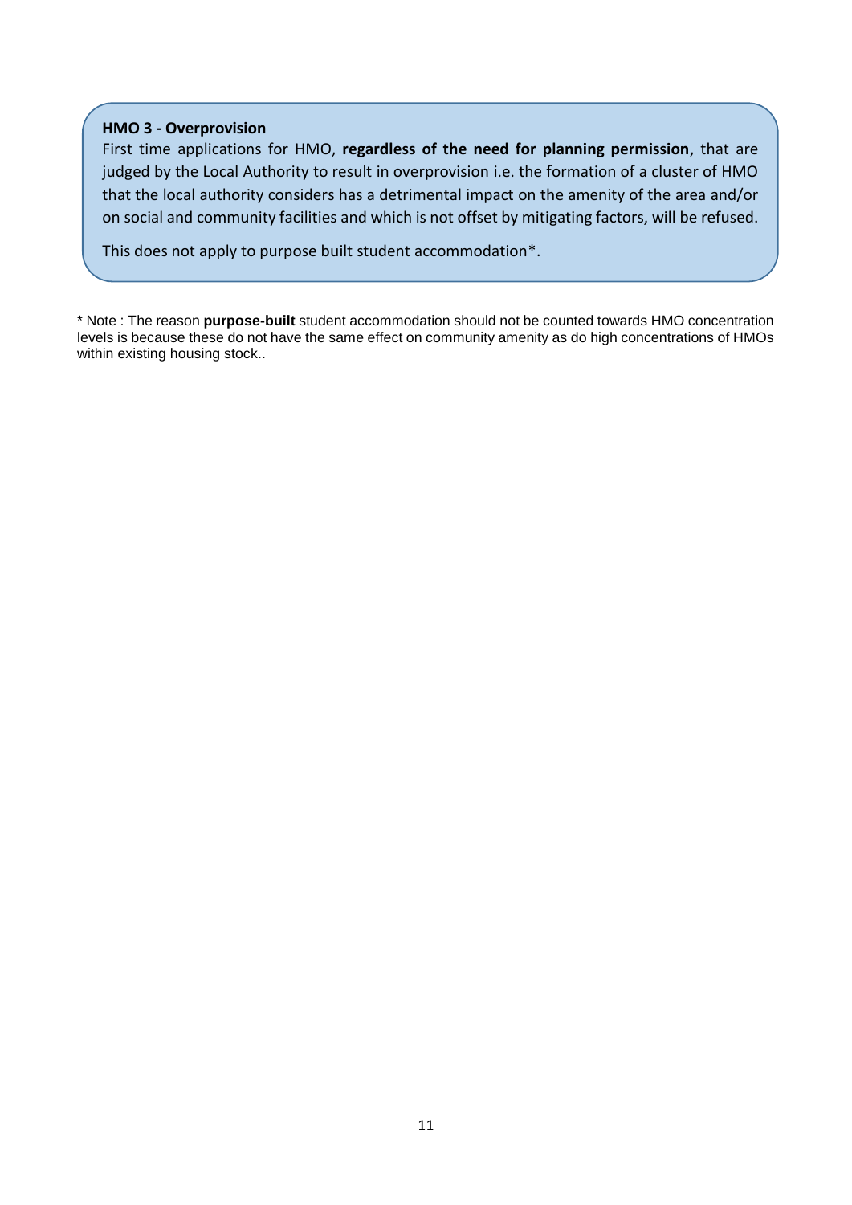**HMO 3 - Overprovision**

First time applications for HMO, **regardless of the need for planning permission**, that are judged by the Local Authority to result in overprovision i.e. the formation of a cluster of HMO that the local authority considers has a detrimental impact on the amenity of the area and/or on social and community facilities and which is not offset by mitigating factors, will be refused.

This does not apply to purpose built student accommodation*.

* Note : The reason **purpose-built** student accommodation should not be counted towards HMO concentration levels is because these do not have the same effect on community amenity as do high concentrations of HMOs within existing housing stock..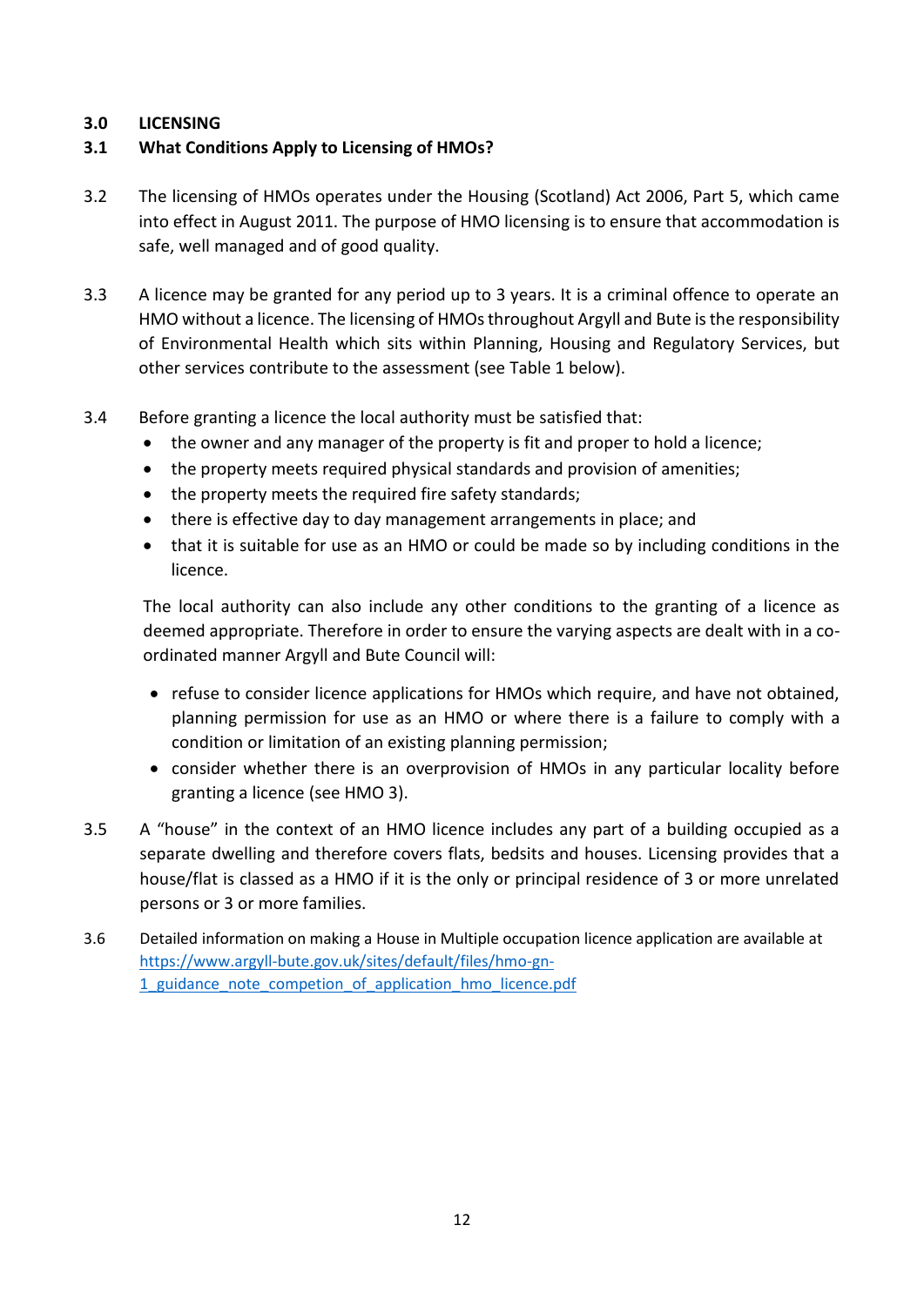## 3.0 LICENSING

### 3.1 What Conditions Apply to Licensing of HMOs?

3.2 The licensing of HMOs operates under the Housing (Scotland) Act 2006, Part 5, which came into effect in August 2011. The purpose of HMO licensing is to ensure that accommodation is safe, well managed and of good quality.

3.3 A licence may be granted for any period up to 3 years. It is a criminal offence to operate an HMO without a licence. The licensing of HMOs throughout Argyll and Bute is the responsibility of Environmental Health which sits within Planning, Housing and Regulatory Services, but other services contribute to the assessment (see Table 1 below).

3.4 Before granting a licence the local authority must be satisfied that:

- the owner and any manager of the property is fit and proper to hold a licence;
- the property meets required physical standards and provision of amenities;
- the property meets the required fire safety standards;
- there is effective day to day management arrangements in place; and
- that it is suitable for use as an HMO or could be made so by including conditions in the licence.

The local authority can also include any other conditions to the granting of a licence as deemed appropriate. Therefore in order to ensure the varying aspects are dealt with in a co-ordinated manner Argyll and Bute Council will:

- refuse to consider licence applications for HMOs which require, and have not obtained, planning permission for use as an HMO or where there is a failure to comply with a condition or limitation of an existing planning permission;
- consider whether there is an overprovision of HMOs in any particular locality before granting a licence (see HMO 3).

3.5 A "house" in the context of an HMO licence includes any part of a building occupied as a separate dwelling and therefore covers flats, bedsits and houses. Licensing provides that a house/flat is classed as a HMO if it is the only or principal residence of 3 or more unrelated persons or 3 or more families.

3.6 Detailed information on making a House in Multiple occupation licence application are available at https://www.argyll-bute.gov.uk/sites/default/files/hmo-gn-1_guidance_note_competion_of_application_hmo_licence.pdf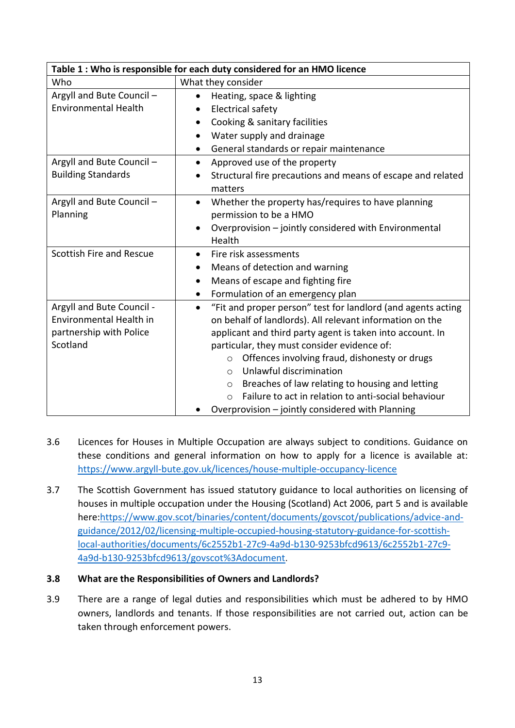| Table 1 : Who is responsible for each duty considered for an HMO licence | |
|---|---|
| Who | What they consider |
| Argyll and Bute Council – Environmental Health | • Heating, space & lighting<br>• Electrical safety<br>• Cooking & sanitary facilities<br>• Water supply and drainage<br>• General standards or repair maintenance |
| Argyll and Bute Council – Building Standards | • Approved use of the property<br>• Structural fire precautions and means of escape and related matters |
| Argyll and Bute Council – Planning | • Whether the property has/requires to have planning permission to be a HMO<br>• Overprovision – jointly considered with Environmental Health |
| Scottish Fire and Rescue | • Fire risk assessments<br>• Means of detection and warning<br>• Means of escape and fighting fire<br>• Formulation of an emergency plan |
| Argyll and Bute Council - Environmental Health in partnership with Police Scotland | • "Fit and proper person" test for landlord (and agents acting on behalf of landlords). All relevant information on the applicant and third party agent is taken into account. In particular, they must consider evidence of:<br>  ○ Offences involving fraud, dishonesty or drugs<br>  ○ Unlawful discrimination<br>  ○ Breaches of law relating to housing and letting<br>  ○ Failure to act in relation to anti-social behaviour<br>• Overprovision – jointly considered with Planning |

3.6 Licences for Houses in Multiple Occupation are always subject to conditions. Guidance on these conditions and general information on how to apply for a licence is available at: https://www.argyll-bute.gov.uk/licences/house-multiple-occupancy-licence

3.7 The Scottish Government has issued statutory guidance to local authorities on licensing of houses in multiple occupation under the Housing (Scotland) Act 2006, part 5 and is available here:https://www.gov.scot/binaries/content/documents/govscot/publications/advice-and-guidance/2012/02/licensing-multiple-occupied-housing-statutory-guidance-for-scottish-local-authorities/documents/6c2552b1-27c9-4a9d-b130-9253bfcd9613/6c2552b1-27c9-4a9d-b130-9253bfcd9613/govscot%3Adocument.

**3.8 What are the Responsibilities of Owners and Landlords?**

3.9 There are a range of legal duties and responsibilities which must be adhered to by HMO owners, landlords and tenants. If those responsibilities are not carried out, action can be taken through enforcement powers.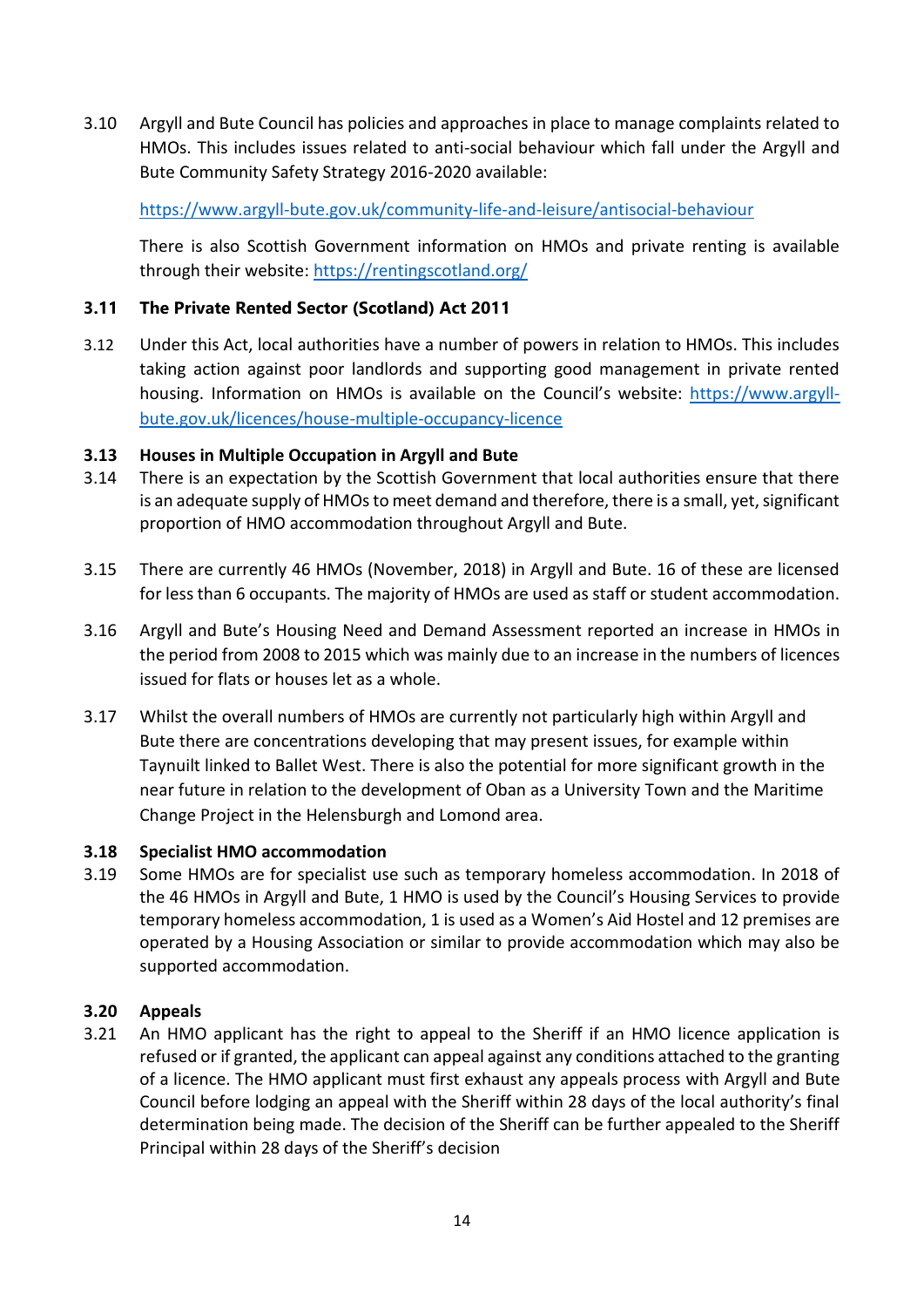3.10 Argyll and Bute Council has policies and approaches in place to manage complaints related to HMOs. This includes issues related to anti-social behaviour which fall under the Argyll and Bute Community Safety Strategy 2016-2020 available:

https://www.argyll-bute.gov.uk/community-life-and-leisure/antisocial-behaviour

There is also Scottish Government information on HMOs and private renting is available through their website: https://rentingscotland.org/

### 3.11 The Private Rented Sector (Scotland) Act 2011

3.12 Under this Act, local authorities have a number of powers in relation to HMOs. This includes taking action against poor landlords and supporting good management in private rented housing. Information on HMOs is available on the Council's website: https://www.argyll-bute.gov.uk/licences/house-multiple-occupancy-licence

### 3.13 Houses in Multiple Occupation in Argyll and Bute

3.14 There is an expectation by the Scottish Government that local authorities ensure that there is an adequate supply of HMOs to meet demand and therefore, there is a small, yet, significant proportion of HMO accommodation throughout Argyll and Bute.

3.15 There are currently 46 HMOs (November, 2018) in Argyll and Bute. 16 of these are licensed for less than 6 occupants. The majority of HMOs are used as staff or student accommodation.

3.16 Argyll and Bute's Housing Need and Demand Assessment reported an increase in HMOs in the period from 2008 to 2015 which was mainly due to an increase in the numbers of licences issued for flats or houses let as a whole.

3.17 Whilst the overall numbers of HMOs are currently not particularly high within Argyll and Bute there are concentrations developing that may present issues, for example within Taynuilt linked to Ballet West. There is also the potential for more significant growth in the near future in relation to the development of Oban as a University Town and the Maritime Change Project in the Helensburgh and Lomond area.

### 3.18 Specialist HMO accommodation

3.19 Some HMOs are for specialist use such as temporary homeless accommodation. In 2018 of the 46 HMOs in Argyll and Bute, 1 HMO is used by the Council's Housing Services to provide temporary homeless accommodation, 1 is used as a Women's Aid Hostel and 12 premises are operated by a Housing Association or similar to provide accommodation which may also be supported accommodation.

### 3.20 Appeals

3.21 An HMO applicant has the right to appeal to the Sheriff if an HMO licence application is refused or if granted, the applicant can appeal against any conditions attached to the granting of a licence. The HMO applicant must first exhaust any appeals process with Argyll and Bute Council before lodging an appeal with the Sheriff within 28 days of the local authority's final determination being made. The decision of the Sheriff can be further appealed to the Sheriff Principal within 28 days of the Sheriff's decision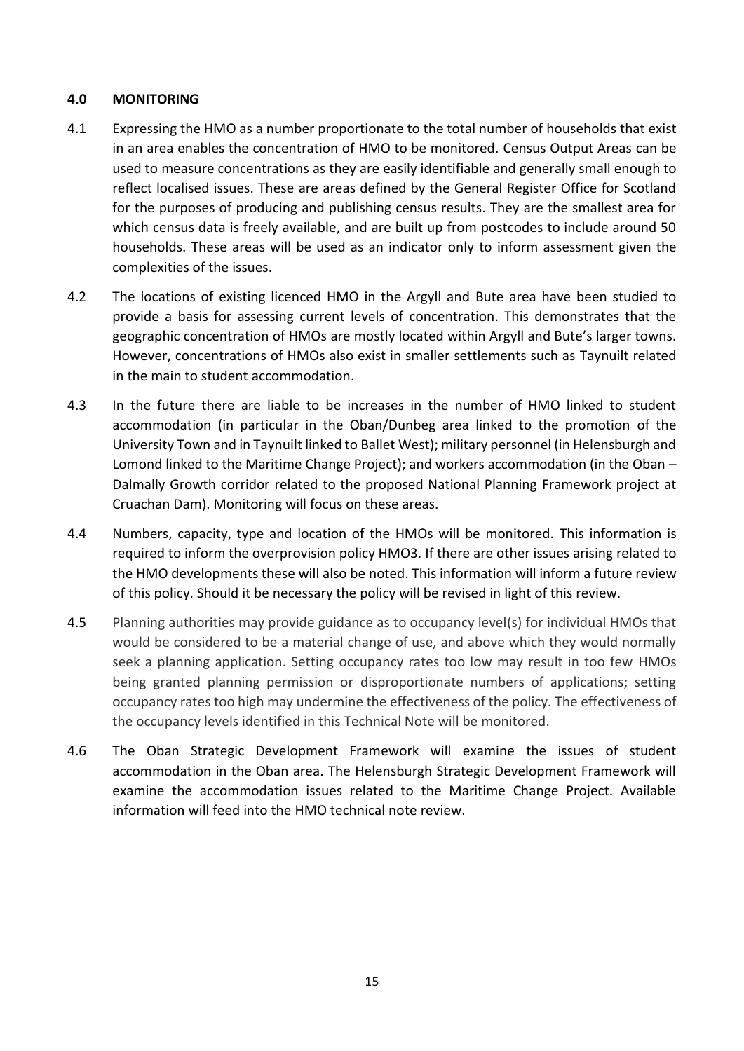## 4.0 MONITORING

4.1 Expressing the HMO as a number proportionate to the total number of households that exist in an area enables the concentration of HMO to be monitored. Census Output Areas can be used to measure concentrations as they are easily identifiable and generally small enough to reflect localised issues. These are areas defined by the General Register Office for Scotland for the purposes of producing and publishing census results. They are the smallest area for which census data is freely available, and are built up from postcodes to include around 50 households. These areas will be used as an indicator only to inform assessment given the complexities of the issues.

4.2 The locations of existing licenced HMO in the Argyll and Bute area have been studied to provide a basis for assessing current levels of concentration. This demonstrates that the geographic concentration of HMOs are mostly located within Argyll and Bute's larger towns. However, concentrations of HMOs also exist in smaller settlements such as Taynuilt related in the main to student accommodation.

4.3 In the future there are liable to be increases in the number of HMO linked to student accommodation (in particular in the Oban/Dunbeg area linked to the promotion of the University Town and in Taynuilt linked to Ballet West); military personnel (in Helensburgh and Lomond linked to the Maritime Change Project); and workers accommodation (in the Oban – Dalmally Growth corridor related to the proposed National Planning Framework project at Cruachan Dam). Monitoring will focus on these areas.

4.4 Numbers, capacity, type and location of the HMOs will be monitored. This information is required to inform the overprovision policy HMO3. If there are other issues arising related to the HMO developments these will also be noted. This information will inform a future review of this policy. Should it be necessary the policy will be revised in light of this review.

4.5 Planning authorities may provide guidance as to occupancy level(s) for individual HMOs that would be considered to be a material change of use, and above which they would normally seek a planning application. Setting occupancy rates too low may result in too few HMOs being granted planning permission or disproportionate numbers of applications; setting occupancy rates too high may undermine the effectiveness of the policy. The effectiveness of the occupancy levels identified in this Technical Note will be monitored.

4.6 The Oban Strategic Development Framework will examine the issues of student accommodation in the Oban area. The Helensburgh Strategic Development Framework will examine the accommodation issues related to the Maritime Change Project. Available information will feed into the HMO technical note review.